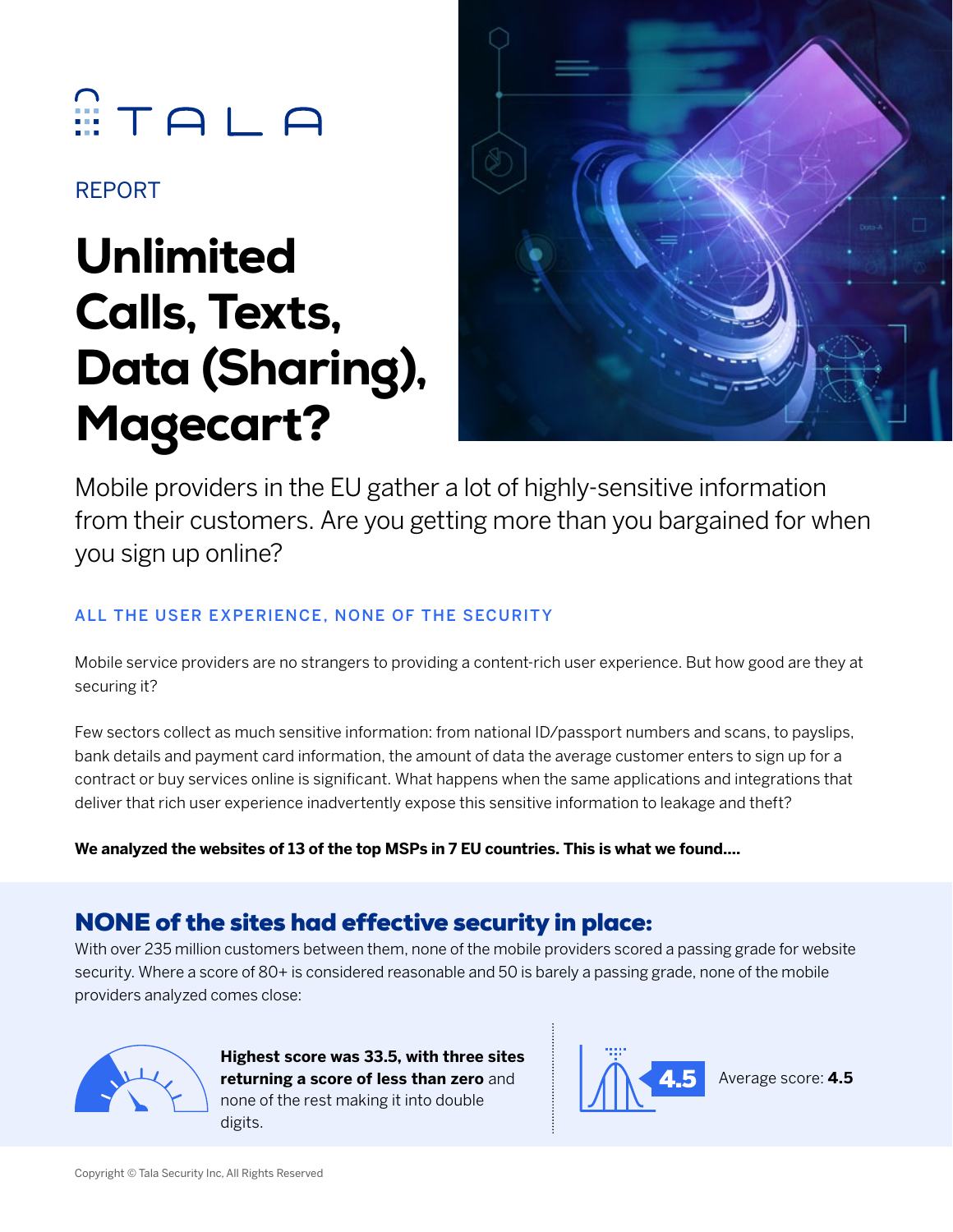TALA

REPORT

# Unlimited Calls, Texts, Data (Sharing), Magecart?

Mobile providers in the EU gather a lot of highly-sensitive information from their customers. Are you getting more than you bargained for when you sign up online?

## ALL THE USER EXPERIENCE, NONE OF THE SECURITY

Mobile service providers are no strangers to providing a content-rich user experience. But how good are they at securing it?

Few sectors collect as much sensitive information: from national ID/passport numbers and scans, to payslips, bank details and payment card information, the amount of data the average customer enters to sign up for a contract or buy services online is significant. What happens when the same applications and integrations that deliver that rich user experience inadvertently expose this sensitive information to leakage and theft?

**We analyzed the websites of 13 of the top MSPs in 7 EU countries. This is what we found....**

## NONE of the sites had effective security in place:

With over 235 million customers between them, none of the mobile providers scored a passing grade for website security. Where a score of 80+ is considered reasonable and 50 is barely a passing grade, none of the mobile providers analyzed comes close:

**Highest score was 33.5, with three sites returning a score of less than zero** and none of the rest making it into double digits.

**4.5** Average score: **4.5**

Copyright © Tala Security Inc, All Rights Reserved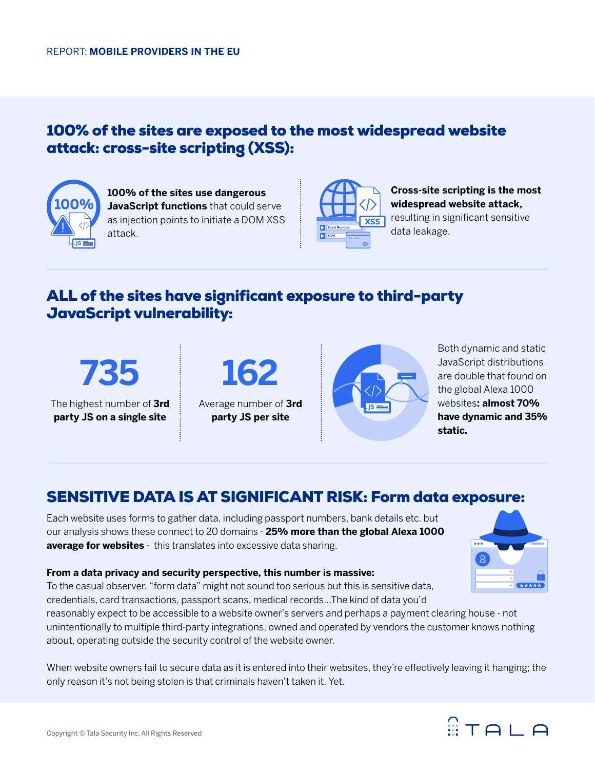REPORT: **MOBILE PROVIDERS IN THE EU**

## 100% of the sites are exposed to the most widespread website attack: cross-site scripting (XSS):

**100% of the sites use dangerous JavaScript functions** that could serve as injection points to initiate a DOM XSS attack.

**Cross-site scripting is the most widespread website attack,** resulting in significant sensitive data leakage.

## ALL of the sites have significant exposure to third-party JavaScript vulnerability:

**735**

The highest number of **3rd party JS on a single site**

**162**

Average number of **3rd party JS per site**

Both dynamic and static JavaScript distributions are double that found on the global Alexa 1000 websites**: almost 70% have dynamic and 35% static.**

## SENSITIVE DATA IS AT SIGNIFICANT RISK: Form data exposure:

Each website uses forms to gather data, including passport numbers, bank details etc. but our analysis shows these connect to 20 domains - **25% more than the global Alexa 1000 average for websites** - this translates into excessive data sharing.

**From a data privacy and security perspective, this number is massive:**
To the casual observer, "form data" might not sound too serious but this is sensitive data, credentials, card transactions, passport scans, medical records...The kind of data you'd reasonably expect to be accessible to a website owner's servers and perhaps a payment clearing house - not unintentionally to multiple third-party integrations, owned and operated by vendors the customer knows nothing about, operating outside the security control of the website owner.

When website owners fail to secure data as it is entered into their websites, they're effectively leaving it hanging; the only reason it's not being stolen is that criminals haven't taken it. Yet.

Copyright © Tala Security Inc, All Rights Reserved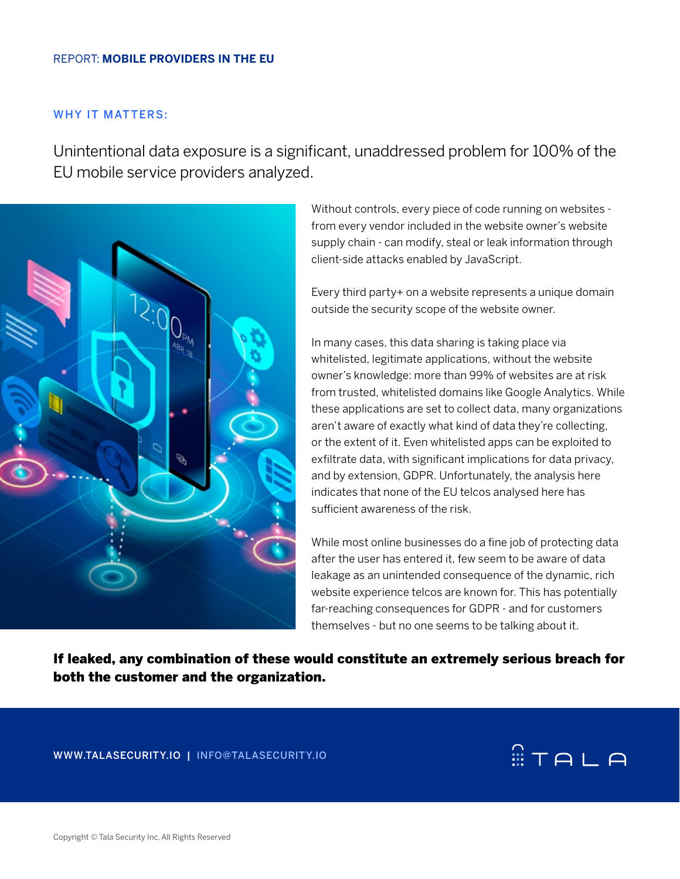## WHY IT MATTERS:

Unintentional data exposure is a significant, unaddressed problem for 100% of the EU mobile service providers analyzed.

Without controls, every piece of code running on websites - from every vendor included in the website owner's website supply chain - can modify, steal or leak information through client-side attacks enabled by JavaScript.

Every third party+ on a website represents a unique domain outside the security scope of the website owner.

In many cases, this data sharing is taking place via whitelisted, legitimate applications, without the website owner's knowledge: more than 99% of websites are at risk from trusted, whitelisted domains like Google Analytics. While these applications are set to collect data, many organizations aren't aware of exactly what kind of data they're collecting, or the extent of it. Even whitelisted apps can be exploited to exfiltrate data, with significant implications for data privacy, and by extension, GDPR. Unfortunately, the analysis here indicates that none of the EU telcos analysed here has sufficient awareness of the risk.

While most online businesses do a fine job of protecting data after the user has entered it, few seem to be aware of data leakage as an unintended consequence of the dynamic, rich website experience telcos are known for. This has potentially far-reaching consequences for GDPR - and for customers themselves - but no one seems to be talking about it.

**If leaked, any combination of these would constitute an extremely serious breach for both the customer and the organization.**

WWW.TALASECURITY.IO | INFO@TALASECURITY.IO

TALA

Copyright © Tala Security Inc, All Rights Reserved